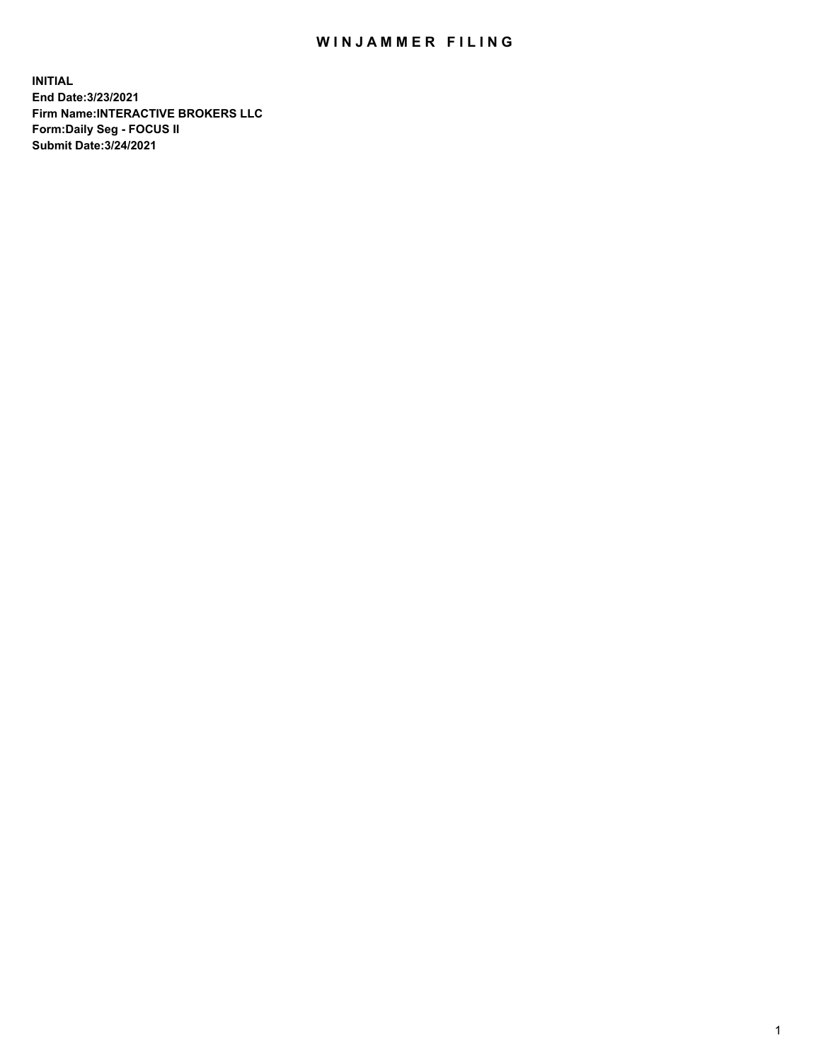# WINJAMMER FILING

**INITIAL**
**End Date:3/23/2021**
**Firm Name:INTERACTIVE BROKERS LLC**
**Form:Daily Seg - FOCUS II**
**Submit Date:3/24/2021**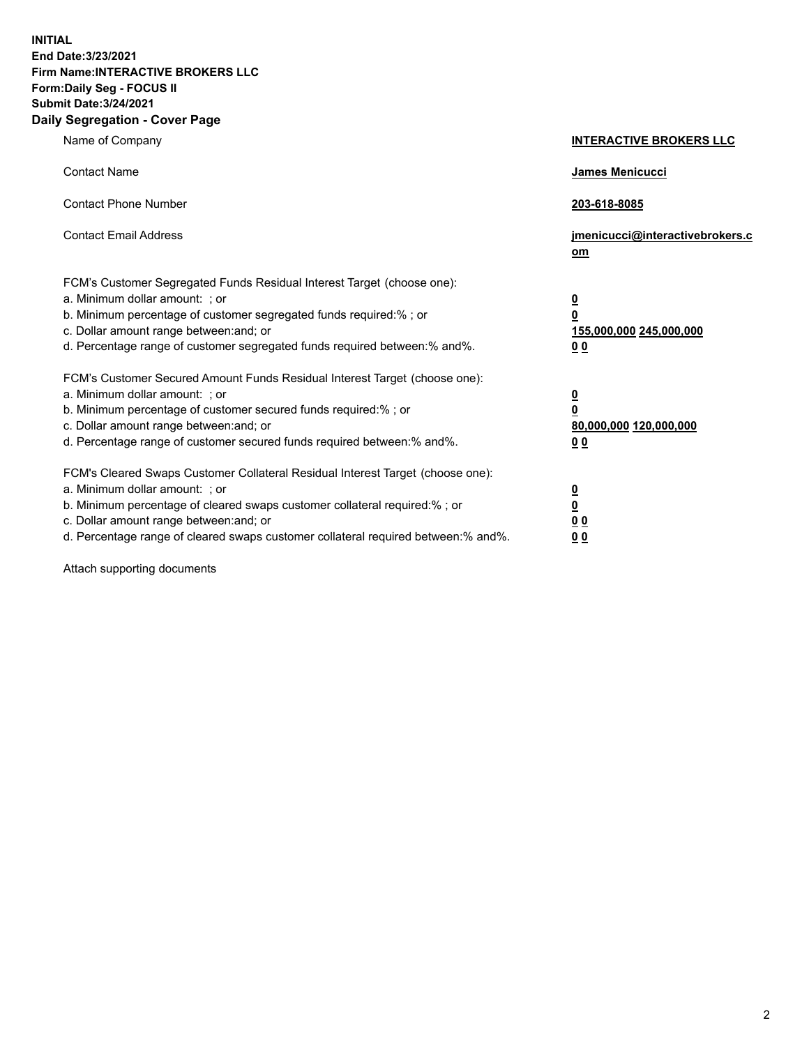**INITIAL**
**End Date:3/23/2021**
**Firm Name:INTERACTIVE BROKERS LLC**
**Form:Daily Seg - FOCUS II**
**Submit Date:3/24/2021**

## Daily Segregation - Cover Page

| | |
|---|---|
| Name of Company | **INTERACTIVE BROKERS LLC** |
| Contact Name | **James Menicucci** |
| Contact Phone Number | **203-618-8085** |
| Contact Email Address | **jmenicucci@interactivebrokers.com** |
| FCM's Customer Segregated Funds Residual Interest Target (choose one): | |
| a. Minimum dollar amount: ; or | **0** |
| b. Minimum percentage of customer segregated funds required:% ; or | **0** |
| c. Dollar amount range between:and; or | **155,000,000 245,000,000** |
| d. Percentage range of customer segregated funds required between:% and%. | **0 0** |
| FCM's Customer Secured Amount Funds Residual Interest Target (choose one): | |
| a. Minimum dollar amount: ; or | **0** |
| b. Minimum percentage of customer secured funds required:% ; or | **0** |
| c. Dollar amount range between:and; or | **80,000,000 120,000,000** |
| d. Percentage range of customer secured funds required between:% and%. | **0 0** |
| FCM's Cleared Swaps Customer Collateral Residual Interest Target (choose one): | |
| a. Minimum dollar amount: ; or | **0** |
| b. Minimum percentage of cleared swaps customer collateral required:% ; or | **0** |
| c. Dollar amount range between:and; or | **0 0** |
| d. Percentage range of cleared swaps customer collateral required between:% and%. | **0 0** |

Attach supporting documents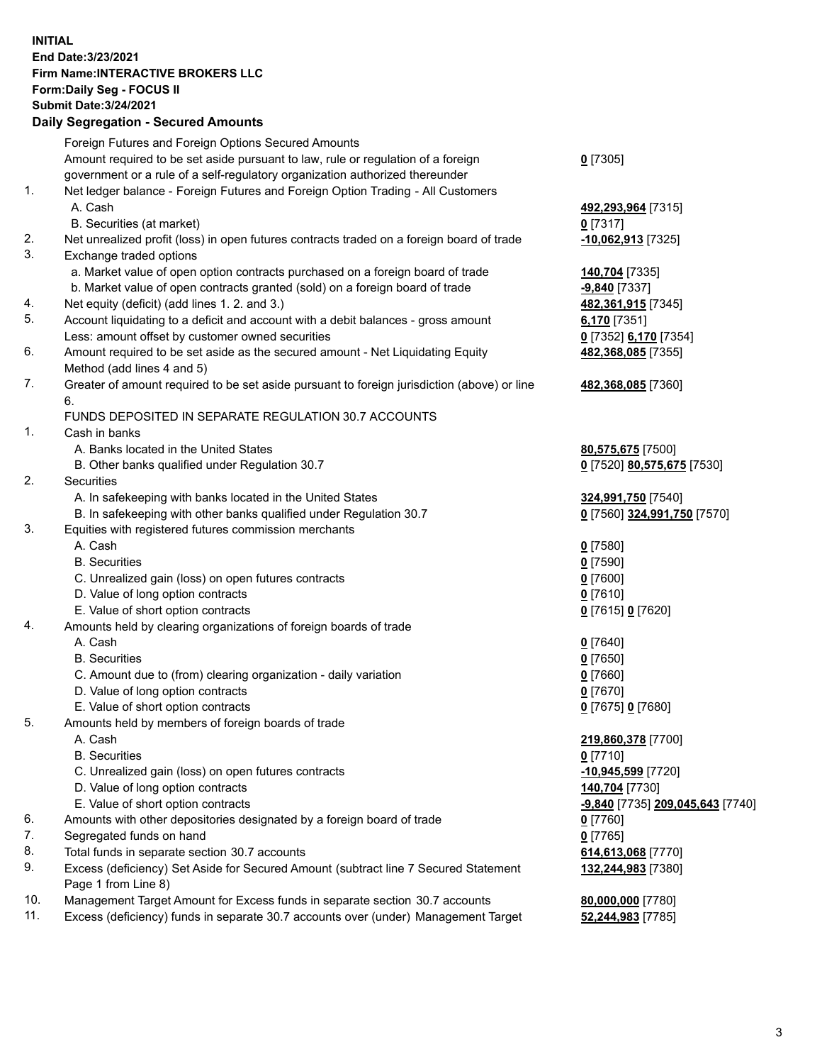**INITIAL**
**End Date:3/23/2021**
**Firm Name:INTERACTIVE BROKERS LLC**
**Form:Daily Seg - FOCUS II**
**Submit Date:3/24/2021**

## Daily Segregation - Secured Amounts

| | | |
|---|---|---|
| | Foreign Futures and Foreign Options Secured Amounts | |
| | Amount required to be set aside pursuant to law, rule or regulation of a foreign government or a rule of a self-regulatory organization authorized thereunder | **0** [7305] |
| 1. | Net ledger balance - Foreign Futures and Foreign Option Trading - All Customers | |
| | A. Cash | **492,293,964** [7315] |
| | B. Securities (at market) | **0** [7317] |
| 2. | Net unrealized profit (loss) in open futures contracts traded on a foreign board of trade | **-10,062,913** [7325] |
| 3. | Exchange traded options | |
| | a. Market value of open option contracts purchased on a foreign board of trade | **140,704** [7335] |
| | b. Market value of open contracts granted (sold) on a foreign board of trade | **-9,840** [7337] |
| 4. | Net equity (deficit) (add lines 1. 2. and 3.) | **482,361,915** [7345] |
| 5. | Account liquidating to a deficit and account with a debit balances - gross amount | **6,170** [7351] |
| | Less: amount offset by customer owned securities | **0** [7352] **6,170** [7354] |
| 6. | Amount required to be set aside as the secured amount - Net Liquidating Equity Method (add lines 4 and 5) | **482,368,085** [7355] |
| 7. | Greater of amount required to be set aside pursuant to foreign jurisdiction (above) or line 6. | **482,368,085** [7360] |
| | FUNDS DEPOSITED IN SEPARATE REGULATION 30.7 ACCOUNTS | |
| 1. | Cash in banks | |
| | A. Banks located in the United States | **80,575,675** [7500] |
| | B. Other banks qualified under Regulation 30.7 | **0** [7520] **80,575,675** [7530] |
| 2. | Securities | |
| | A. In safekeeping with banks located in the United States | **324,991,750** [7540] |
| | B. In safekeeping with other banks qualified under Regulation 30.7 | **0** [7560] **324,991,750** [7570] |
| 3. | Equities with registered futures commission merchants | |
| | A. Cash | **0** [7580] |
| | B. Securities | **0** [7590] |
| | C. Unrealized gain (loss) on open futures contracts | **0** [7600] |
| | D. Value of long option contracts | **0** [7610] |
| | E. Value of short option contracts | **0** [7615] **0** [7620] |
| 4. | Amounts held by clearing organizations of foreign boards of trade | |
| | A. Cash | **0** [7640] |
| | B. Securities | **0** [7650] |
| | C. Amount due to (from) clearing organization - daily variation | **0** [7660] |
| | D. Value of long option contracts | **0** [7670] |
| | E. Value of short option contracts | **0** [7675] **0** [7680] |
| 5. | Amounts held by members of foreign boards of trade | |
| | A. Cash | **219,860,378** [7700] |
| | B. Securities | **0** [7710] |
| | C. Unrealized gain (loss) on open futures contracts | **-10,945,599** [7720] |
| | D. Value of long option contracts | **140,704** [7730] |
| | E. Value of short option contracts | **-9,840** [7735] **209,045,643** [7740] |
| 6. | Amounts with other depositories designated by a foreign board of trade | **0** [7760] |
| 7. | Segregated funds on hand | **0** [7765] |
| 8. | Total funds in separate section 30.7 accounts | **614,613,068** [7770] |
| 9. | Excess (deficiency) Set Aside for Secured Amount (subtract line 7 Secured Statement Page 1 from Line 8) | **132,244,983** [7380] |
| 10. | Management Target Amount for Excess funds in separate section 30.7 accounts | **80,000,000** [7780] |
| 11. | Excess (deficiency) funds in separate 30.7 accounts over (under) Management Target | **52,244,983** [7785] |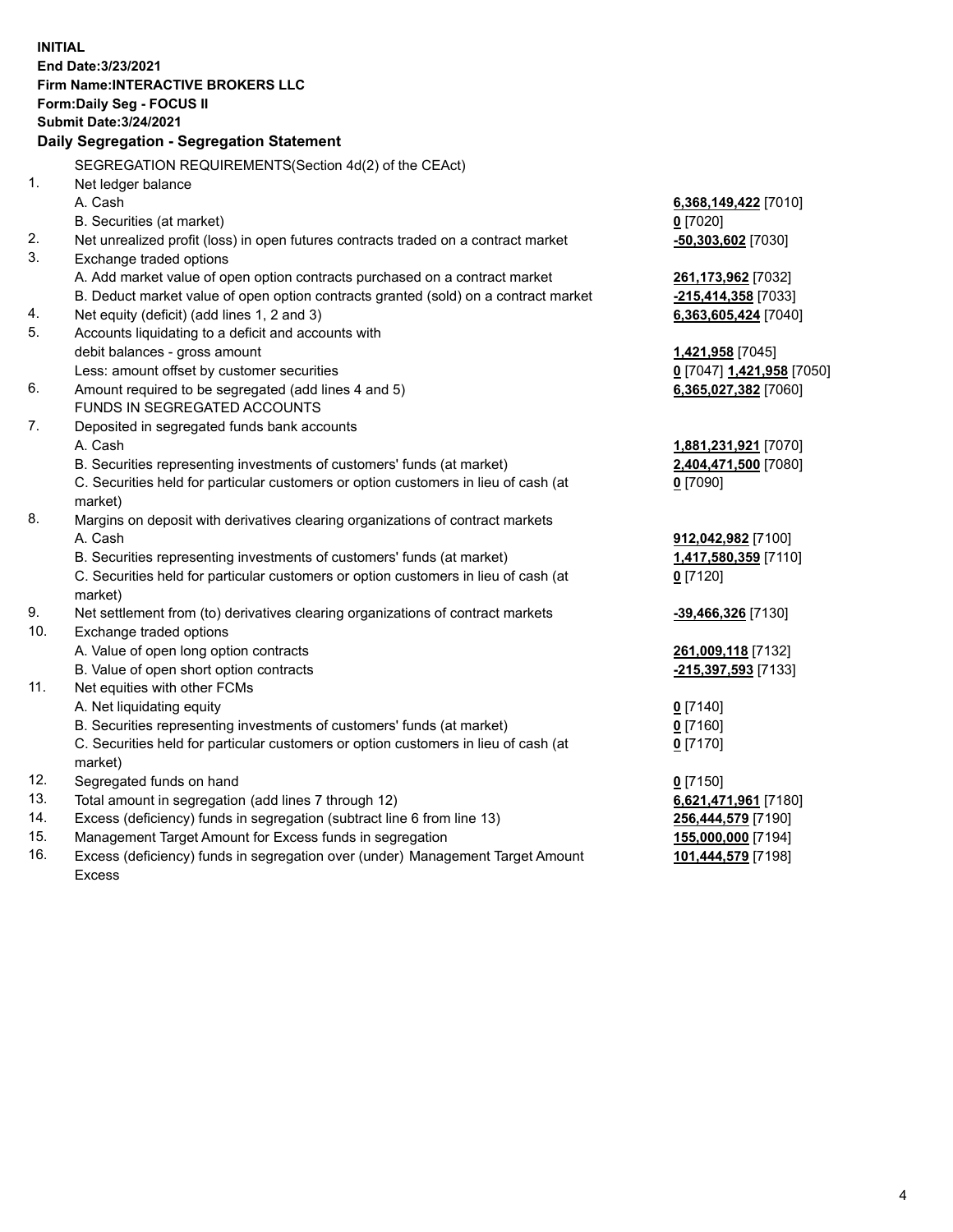**INITIAL**
**End Date:3/23/2021**
**Firm Name:INTERACTIVE BROKERS LLC**
**Form:Daily Seg - FOCUS II**
**Submit Date:3/24/2021**

**Daily Segregation - Segregation Statement**

SEGREGATION REQUIREMENTS(Section 4d(2) of the CEAct)

| | | |
|---|---|---|
| 1. | Net ledger balance | |
| | A. Cash | **6,368,149,422** [7010] |
| | B. Securities (at market) | **0** [7020] |
| 2. | Net unrealized profit (loss) in open futures contracts traded on a contract market | **-50,303,602** [7030] |
| 3. | Exchange traded options | |
| | A. Add market value of open option contracts purchased on a contract market | **261,173,962** [7032] |
| | B. Deduct market value of open option contracts granted (sold) on a contract market | **-215,414,358** [7033] |
| 4. | Net equity (deficit) (add lines 1, 2 and 3) | **6,363,605,424** [7040] |
| 5. | Accounts liquidating to a deficit and accounts with debit balances - gross amount | **1,421,958** [7045] |
| | Less: amount offset by customer securities | **0** [7047] **1,421,958** [7050] |
| 6. | Amount required to be segregated (add lines 4 and 5) | **6,365,027,382** [7060] |
| | FUNDS IN SEGREGATED ACCOUNTS | |
| 7. | Deposited in segregated funds bank accounts | |
| | A. Cash | **1,881,231,921** [7070] |
| | B. Securities representing investments of customers' funds (at market) | **2,404,471,500** [7080] |
| | C. Securities held for particular customers or option customers in lieu of cash (at market) | **0** [7090] |
| 8. | Margins on deposit with derivatives clearing organizations of contract markets | |
| | A. Cash | **912,042,982** [7100] |
| | B. Securities representing investments of customers' funds (at market) | **1,417,580,359** [7110] |
| | C. Securities held for particular customers or option customers in lieu of cash (at market) | **0** [7120] |
| 9. | Net settlement from (to) derivatives clearing organizations of contract markets | **-39,466,326** [7130] |
| 10. | Exchange traded options | |
| | A. Value of open long option contracts | **261,009,118** [7132] |
| | B. Value of open short option contracts | **-215,397,593** [7133] |
| 11. | Net equities with other FCMs | |
| | A. Net liquidating equity | **0** [7140] |
| | B. Securities representing investments of customers' funds (at market) | **0** [7160] |
| | C. Securities held for particular customers or option customers in lieu of cash (at market) | **0** [7170] |
| 12. | Segregated funds on hand | **0** [7150] |
| 13. | Total amount in segregation (add lines 7 through 12) | **6,621,471,961** [7180] |
| 14. | Excess (deficiency) funds in segregation (subtract line 6 from line 13) | **256,444,579** [7190] |
| 15. | Management Target Amount for Excess funds in segregation | **155,000,000** [7194] |
| 16. | Excess (deficiency) funds in segregation over (under) Management Target Amount Excess | **101,444,579** [7198] |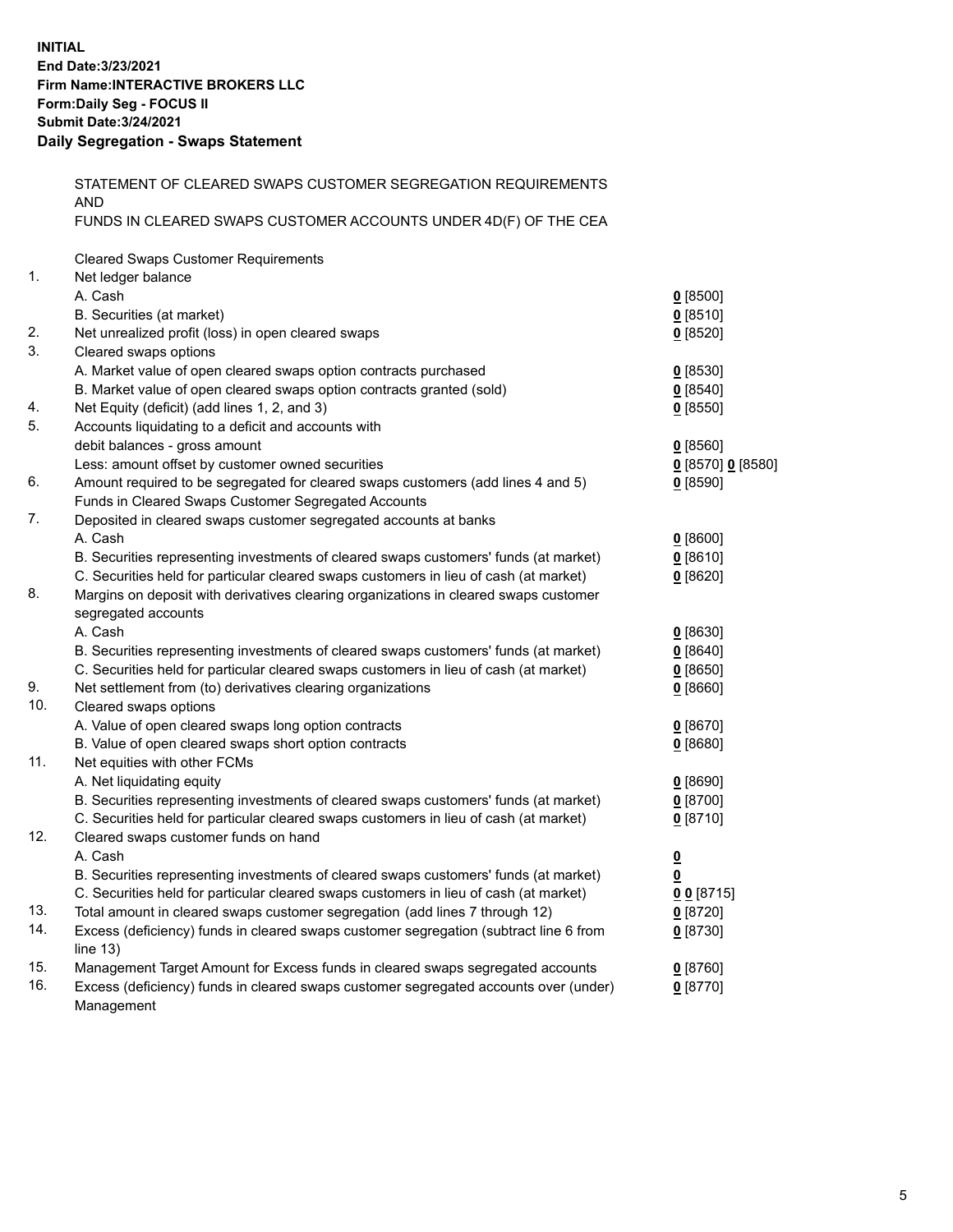**INITIAL**
**End Date:3/23/2021**
**Firm Name:INTERACTIVE BROKERS LLC**
**Form:Daily Seg - FOCUS II**
**Submit Date:3/24/2021**
**Daily Segregation - Swaps Statement**

STATEMENT OF CLEARED SWAPS CUSTOMER SEGREGATION REQUIREMENTS AND
FUNDS IN CLEARED SWAPS CUSTOMER ACCOUNTS UNDER 4D(F) OF THE CEA

| | | |
|---|---|---|
| | Cleared Swaps Customer Requirements | |
| 1. | Net ledger balance | |
| | A. Cash | 0 [8500] |
| | B. Securities (at market) | 0 [8510] |
| 2. | Net unrealized profit (loss) in open cleared swaps | 0 [8520] |
| 3. | Cleared swaps options | |
| | A. Market value of open cleared swaps option contracts purchased | 0 [8530] |
| | B. Market value of open cleared swaps option contracts granted (sold) | 0 [8540] |
| 4. | Net Equity (deficit) (add lines 1, 2, and 3) | 0 [8550] |
| 5. | Accounts liquidating to a deficit and accounts with | |
| | debit balances - gross amount | 0 [8560] |
| | Less: amount offset by customer owned securities | 0 [8570] 0 [8580] |
| 6. | Amount required to be segregated for cleared swaps customers (add lines 4 and 5) | 0 [8590] |
| | Funds in Cleared Swaps Customer Segregated Accounts | |
| 7. | Deposited in cleared swaps customer segregated accounts at banks | |
| | A. Cash | 0 [8600] |
| | B. Securities representing investments of cleared swaps customers' funds (at market) | 0 [8610] |
| | C. Securities held for particular cleared swaps customers in lieu of cash (at market) | 0 [8620] |
| 8. | Margins on deposit with derivatives clearing organizations in cleared swaps customer segregated accounts | |
| | A. Cash | 0 [8630] |
| | B. Securities representing investments of cleared swaps customers' funds (at market) | 0 [8640] |
| | C. Securities held for particular cleared swaps customers in lieu of cash (at market) | 0 [8650] |
| 9. | Net settlement from (to) derivatives clearing organizations | 0 [8660] |
| 10. | Cleared swaps options | |
| | A. Value of open cleared swaps long option contracts | 0 [8670] |
| | B. Value of open cleared swaps short option contracts | 0 [8680] |
| 11. | Net equities with other FCMs | |
| | A. Net liquidating equity | 0 [8690] |
| | B. Securities representing investments of cleared swaps customers' funds (at market) | 0 [8700] |
| | C. Securities held for particular cleared swaps customers in lieu of cash (at market) | 0 [8710] |
| 12. | Cleared swaps customer funds on hand | |
| | A. Cash | 0 |
| | B. Securities representing investments of cleared swaps customers' funds (at market) | 0 |
| | C. Securities held for particular cleared swaps customers in lieu of cash (at market) | 0 0 [8715] |
| 13. | Total amount in cleared swaps customer segregation (add lines 7 through 12) | 0 [8720] |
| 14. | Excess (deficiency) funds in cleared swaps customer segregation (subtract line 6 from line 13) | 0 [8730] |
| 15. | Management Target Amount for Excess funds in cleared swaps segregated accounts | 0 [8760] |
| 16. | Excess (deficiency) funds in cleared swaps customer segregated accounts over (under) Management | 0 [8770] |